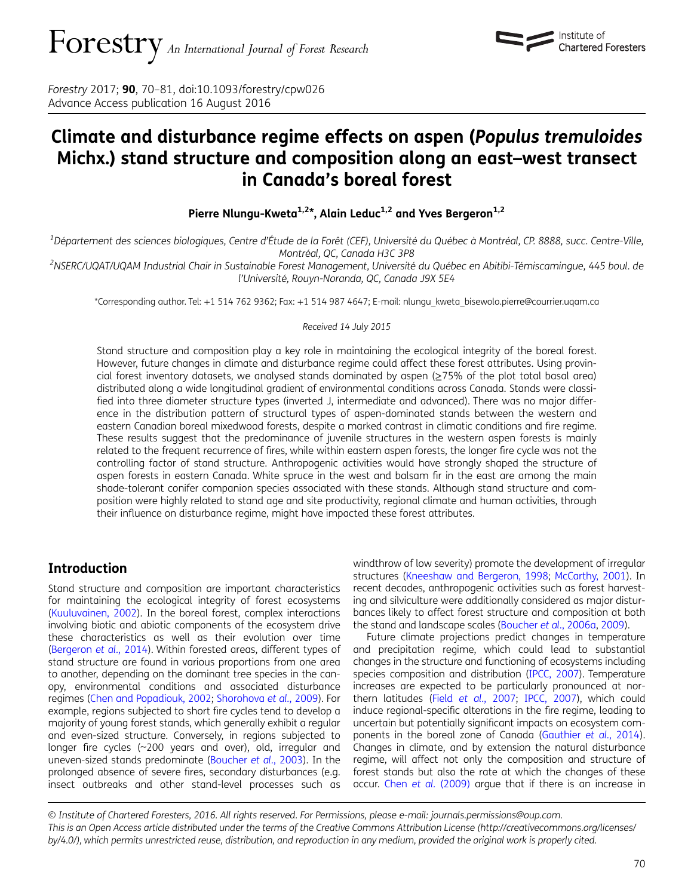# Climate and disturbance regime effects on aspen (*Populus tremuloides* Michx.) stand structure and composition along an east–west transect in Canada's boreal forest

**Pierre Nlungu-Kweta[1,2]*, Alain Leduc[1,2] and Yves Bergeron[1,2]**

[1]*Département des sciences biologiques, Centre d'Étude de la Forêt (CEF), Université du Québec à Montréal, CP. 8888, succ. Centre-Ville, Montréal, QC, Canada H3C 3P8*
[2]*NSERC/UQAT/UQAM Industrial Chair in Sustainable Forest Management, Université du Québec en Abitibi-Témiscamingue, 445 boul. de l'Université, Rouyn-Noranda, QC, Canada J9X 5E4*

*Corresponding author. Tel: +1 514 762 9362; Fax: +1 514 987 4647; E-mail: nlungu_kweta_bisewolo.pierre@courrier.uqam.ca

*Received 14 July 2015*

Stand structure and composition play a key role in maintaining the ecological integrity of the boreal forest. However, future changes in climate and disturbance regime could affect these forest attributes. Using provincial forest inventory datasets, we analysed stands dominated by aspen (≥75% of the plot total basal area) distributed along a wide longitudinal gradient of environmental conditions across Canada. Stands were classified into three diameter structure types (inverted J, intermediate and advanced). There was no major difference in the distribution pattern of structural types of aspen-dominated stands between the western and eastern Canadian boreal mixedwood forests, despite a marked contrast in climatic conditions and fire regime. These results suggest that the predominance of juvenile structures in the western aspen forests is mainly related to the frequent recurrence of fires, while within eastern aspen forests, the longer fire cycle was not the controlling factor of stand structure. Anthropogenic activities would have strongly shaped the structure of aspen forests in eastern Canada. White spruce in the west and balsam fir in the east are among the main shade-tolerant conifer companion species associated with these stands. Although stand structure and composition were highly related to stand age and site productivity, regional climate and human activities, through their influence on disturbance regime, might have impacted these forest attributes.

## Introduction

Stand structure and composition are important characteristics for maintaining the ecological integrity of forest ecosystems (Kuuluvainen, 2002). In the boreal forest, complex interactions involving biotic and abiotic components of the ecosystem drive these characteristics as well as their evolution over time (Bergeron *et al.*, 2014). Within forested areas, different types of stand structure are found in various proportions from one area to another, depending on the dominant tree species in the canopy, environmental conditions and associated disturbance regimes (Chen and Popadiouk, 2002; Shorohova *et al.*, 2009). For example, regions subjected to short fire cycles tend to develop a majority of young forest stands, which generally exhibit a regular and even-sized structure. Conversely, in regions subjected to longer fire cycles (~200 years and over), old, irregular and uneven-sized stands predominate (Boucher *et al.*, 2003). In the prolonged absence of severe fires, secondary disturbances (e.g. insect outbreaks and other stand-level processes such as windthrow of low severity) promote the development of irregular structures (Kneeshaw and Bergeron, 1998; McCarthy, 2001). In recent decades, anthropogenic activities such as forest harvesting and silviculture were additionally considered as major disturbances likely to affect forest structure and composition at both the stand and landscape scales (Boucher *et al.*, 2006a, 2009).

Future climate projections predict changes in temperature and precipitation regime, which could lead to substantial changes in the structure and functioning of ecosystems including species composition and distribution (IPCC, 2007). Temperature increases are expected to be particularly pronounced at northern latitudes (Field *et al.*, 2007; IPCC, 2007), which could induce regional-specific alterations in the fire regime, leading to uncertain but potentially significant impacts on ecosystem components in the boreal zone of Canada (Gauthier *et al.*, 2014). Changes in climate, and by extension the natural disturbance regime, will affect not only the composition and structure of forest stands but also the rate at which the changes of these occur. Chen *et al.* (2009) argue that if there is an increase in

© Institute of Chartered Foresters, 2016. All rights reserved. For Permissions, please e-mail: journals.permissions@oup.com.
This is an Open Access article distributed under the terms of the Creative Commons Attribution License (http://creativecommons.org/licenses/by/4.0/), which permits unrestricted reuse, distribution, and reproduction in any medium, provided the original work is properly cited.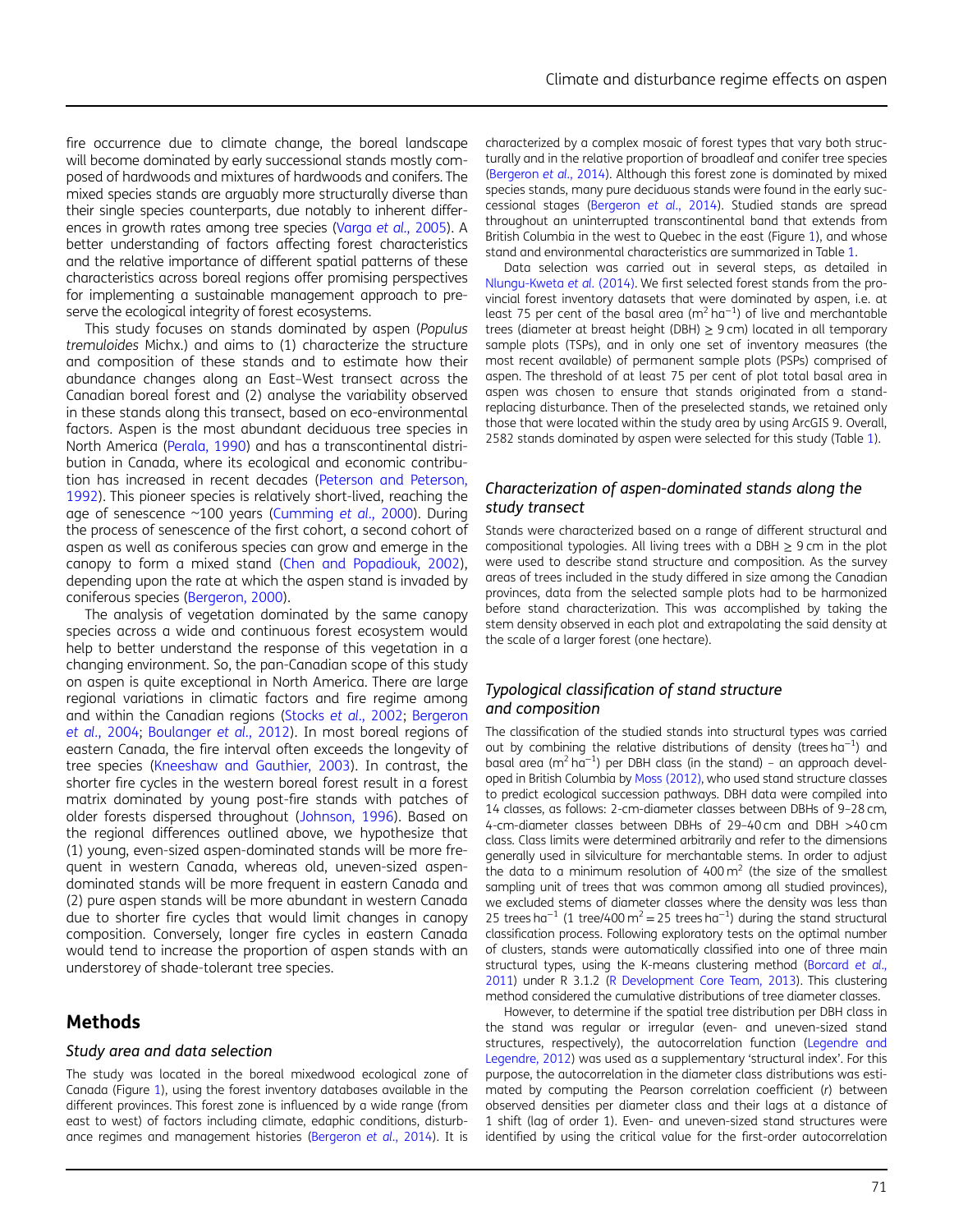fire occurrence due to climate change, the boreal landscape will become dominated by early successional stands mostly composed of hardwoods and mixtures of hardwoods and conifers. The mixed species stands are arguably more structurally diverse than their single species counterparts, due notably to inherent differences in growth rates among tree species (Varga *et al.*, 2005). A better understanding of factors affecting forest characteristics and the relative importance of different spatial patterns of these characteristics across boreal regions offer promising perspectives for implementing a sustainable management approach to preserve the ecological integrity of forest ecosystems.

This study focuses on stands dominated by aspen (*Populus tremuloides* Michx.) and aims to (1) characterize the structure and composition of these stands and to estimate how their abundance changes along an East–West transect across the Canadian boreal forest and (2) analyse the variability observed in these stands along this transect, based on eco-environmental factors. Aspen is the most abundant deciduous tree species in North America (Perala, 1990) and has a transcontinental distribution in Canada, where its ecological and economic contribution has increased in recent decades (Peterson and Peterson, 1992). This pioneer species is relatively short-lived, reaching the age of senescence ~100 years (Cumming *et al.*, 2000). During the process of senescence of the first cohort, a second cohort of aspen as well as coniferous species can grow and emerge in the canopy to form a mixed stand (Chen and Popadiouk, 2002), depending upon the rate at which the aspen stand is invaded by coniferous species (Bergeron, 2000).

The analysis of vegetation dominated by the same canopy species across a wide and continuous forest ecosystem would help to better understand the response of this vegetation in a changing environment. So, the pan-Canadian scope of this study on aspen is quite exceptional in North America. There are large regional variations in climatic factors and fire regime among and within the Canadian regions (Stocks *et al.*, 2002; Bergeron *et al.*, 2004; Boulanger *et al.*, 2012). In most boreal regions of eastern Canada, the fire interval often exceeds the longevity of tree species (Kneeshaw and Gauthier, 2003). In contrast, the shorter fire cycles in the western boreal forest result in a forest matrix dominated by young post-fire stands with patches of older forests dispersed throughout (Johnson, 1996). Based on the regional differences outlined above, we hypothesize that (1) young, even-sized aspen-dominated stands will be more frequent in western Canada, whereas old, uneven-sized aspen-dominated stands will be more frequent in eastern Canada and (2) pure aspen stands will be more abundant in western Canada due to shorter fire cycles that would limit changes in canopy composition. Conversely, longer fire cycles in eastern Canada would tend to increase the proportion of aspen stands with an understorey of shade-tolerant tree species.

## Methods

### *Study area and data selection*

The study was located in the boreal mixedwood ecological zone of Canada (Figure 1), using the forest inventory databases available in the different provinces. This forest zone is influenced by a wide range (from east to west) of factors including climate, edaphic conditions, disturbance regimes and management histories (Bergeron *et al.*, 2014). It is characterized by a complex mosaic of forest types that vary both structurally and in the relative proportion of broadleaf and conifer tree species (Bergeron *et al.*, 2014). Although this forest zone is dominated by mixed species stands, many pure deciduous stands were found in the early successional stages (Bergeron *et al.*, 2014). Studied stands are spread throughout an uninterrupted transcontinental band that extends from British Columbia in the west to Quebec in the east (Figure 1), and whose stand and environmental characteristics are summarized in Table 1.

Data selection was carried out in several steps, as detailed in Nlungu-Kweta *et al.* (2014). We first selected forest stands from the provincial forest inventory datasets that were dominated by aspen, i.e. at least 75 per cent of the basal area ($m^2\ ha^{-1}$) of live and merchantable trees (diameter at breast height (DBH) ≥ 9 cm) located in all temporary sample plots (TSPs), and in only one set of inventory measures (the most recent available) of permanent sample plots (PSPs) comprised of aspen. The threshold of at least 75 per cent of plot total basal area in aspen was chosen to ensure that stands originated from a stand-replacing disturbance. Then of the preselected stands, we retained only those that were located within the study area by using ArcGIS 9. Overall, 2582 stands dominated by aspen were selected for this study (Table 1).

### *Characterization of aspen-dominated stands along the study transect*

Stands were characterized based on a range of different structural and compositional typologies. All living trees with a DBH ≥ 9 cm in the plot were used to describe stand structure and composition. As the survey areas of trees included in the study differed in size among the Canadian provinces, data from the selected sample plots had to be harmonized before stand characterization. This was accomplished by taking the stem density observed in each plot and extrapolating the said density at the scale of a larger forest (one hectare).

### *Typological classification of stand structure and composition*

The classification of the studied stands into structural types was carried out by combining the relative distributions of density (trees $ha^{-1}$) and basal area ($m^2\ ha^{-1}$) per DBH class (in the stand) – an approach developed in British Columbia by Moss (2012), who used stand structure classes to predict ecological succession pathways. DBH data were compiled into 14 classes, as follows: 2-cm-diameter classes between DBHs of 9–28 cm, 4-cm-diameter classes between DBHs of 29–40 cm and DBH >40 cm class. Class limits were determined arbitrarily and refer to the dimensions generally used in silviculture for merchantable stems. In order to adjust the data to a minimum resolution of 400 $m^2$ (the size of the smallest sampling unit of trees that was common among all studied provinces), we excluded stems of diameter classes where the density was less than 25 trees $ha^{-1}$ (1 tree/400 $m^2$ = 25 trees $ha^{-1}$) during the stand structural classification process. Following exploratory tests on the optimal number of clusters, stands were automatically classified into one of three main structural types, using the K-means clustering method (Borcard *et al.*, 2011) under R 3.1.2 (R Development Core Team, 2013). This clustering method considered the cumulative distributions of tree diameter classes.

However, to determine if the spatial tree distribution per DBH class in the stand was regular or irregular (even- and uneven-sized stand structures, respectively), the autocorrelation function (Legendre and Legendre, 2012) was used as a supplementary 'structural index'. For this purpose, the autocorrelation in the diameter class distributions was estimated by computing the Pearson correlation coefficient ($r$) between observed densities per diameter class and their lags at a distance of 1 shift (lag of order 1). Even- and uneven-sized stand structures were identified by using the critical value for the first-order autocorrelation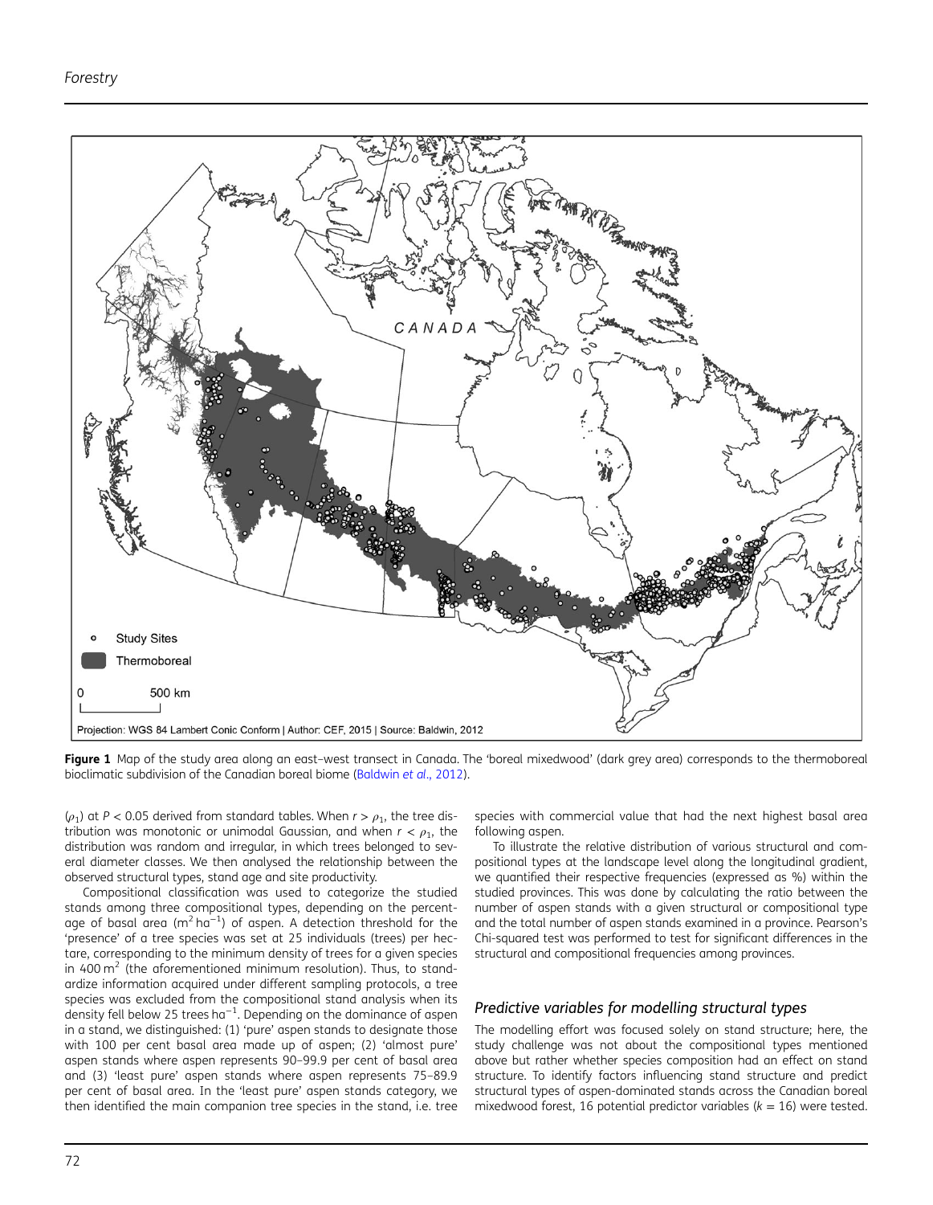Figure 1 Map of the study area along an east–west transect in Canada. The 'boreal mixedwood' (dark grey area) corresponds to the thermoboreal bioclimatic subdivision of the Canadian boreal biome (Baldwin *et al*., 2012).

($\rho_1$) at $P < 0.05$ derived from standard tables. When $r > \rho_1$, the tree distribution was monotonic or unimodal Gaussian, and when $r < \rho_1$, the distribution was random and irregular, in which trees belonged to several diameter classes. We then analysed the relationship between the observed structural types, stand age and site productivity.

Compositional classification was used to categorize the studied stands among three compositional types, depending on the percentage of basal area ($m^2\,ha^{-1}$) of aspen. A detection threshold for the 'presence' of a tree species was set at 25 individuals (trees) per hectare, corresponding to the minimum density of trees for a given species in 400 $m^2$ (the aforementioned minimum resolution). Thus, to standardize information acquired under different sampling protocols, a tree species was excluded from the compositional stand analysis when its density fell below 25 trees $ha^{-1}$. Depending on the dominance of aspen in a stand, we distinguished: (1) 'pure' aspen stands to designate those with 100 per cent basal area made up of aspen; (2) 'almost pure' aspen stands where aspen represents 90–99.9 per cent of basal area and (3) 'least pure' aspen stands where aspen represents 75–89.9 per cent of basal area. In the 'least pure' aspen stands category, we then identified the main companion tree species in the stand, i.e. tree species with commercial value that had the next highest basal area following aspen.

To illustrate the relative distribution of various structural and compositional types at the landscape level along the longitudinal gradient, we quantified their respective frequencies (expressed as %) within the studied provinces. This was done by calculating the ratio between the number of aspen stands with a given structural or compositional type and the total number of aspen stands examined in a province. Pearson's Chi-squared test was performed to test for significant differences in the structural and compositional frequencies among provinces.

### *Predictive variables for modelling structural types*

The modelling effort was focused solely on stand structure; here, the study challenge was not about the compositional types mentioned above but rather whether species composition had an effect on stand structure. To identify factors influencing stand structure and predict structural types of aspen-dominated stands across the Canadian boreal mixedwood forest, 16 potential predictor variables ($k = 16$) were tested.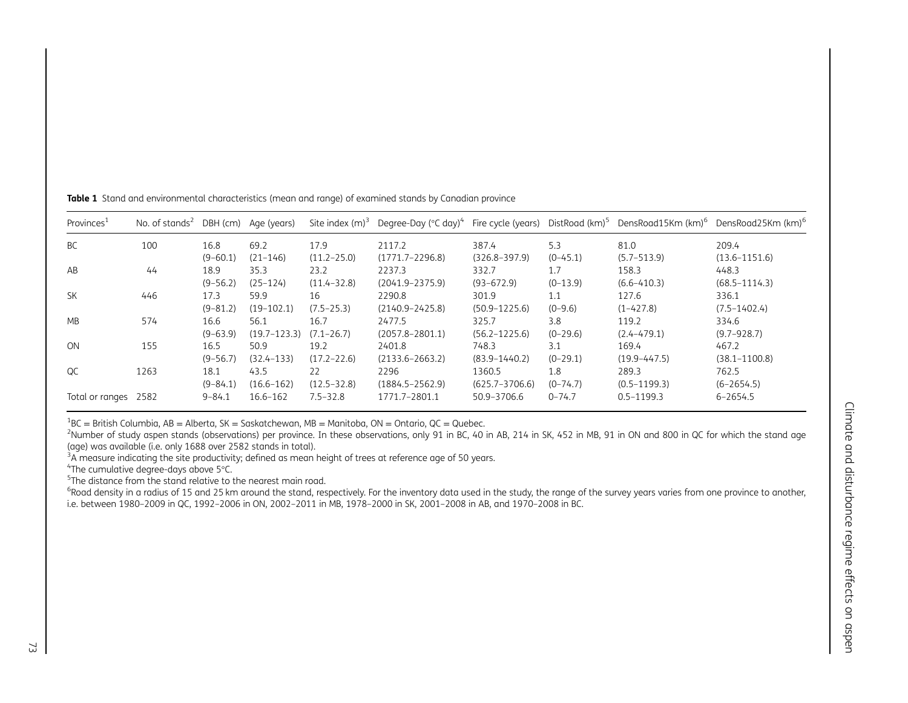**Table 1** Stand and environmental characteristics (mean and range) of examined stands by Canadian province

| Provinces[1] | No. of stands[2] | DBH (cm) | Age (years) | Site index (m)[3] | Degree-Day (°C day)[4] | Fire cycle (years) | DistRoad (km)[5] | DensRoad15Km (km)[6] | DensRoad25Km (km)[6] |
|---|---|---|---|---|---|---|---|---|---|
| BC | 100 | 16.8 (9–60.1) | 69.2 (21–146) | 17.9 (11.2–25.0) | 2117.2 (1771.7–2296.8) | 387.4 (326.8–397.9) | 5.3 (0–45.1) | 81.0 (5.7–513.9) | 209.4 (13.6–1151.6) |
| AB | 44 | 18.9 (9–56.2) | 35.3 (25–124) | 23.2 (11.4–32.8) | 2237.3 (2041.9–2375.9) | 332.7 (93–672.9) | 1.7 (0–13.9) | 158.3 (6.6–410.3) | 448.3 (68.5–1114.3) |
| SK | 446 | 17.3 (9–81.2) | 59.9 (19–102.1) | 16 (7.5–25.3) | 2290.8 (2140.9–2425.8) | 301.9 (50.9–1225.6) | 1.1 (0–9.6) | 127.6 (1–427.8) | 336.1 (7.5–1402.4) |
| MB | 574 | 16.6 (9–63.9) | 56.1 (19.7–123.3) | 16.7 (7.1–26.7) | 2477.5 (2057.8–2801.1) | 325.7 (56.2–1225.6) | 3.8 (0–29.6) | 119.2 (2.4–479.1) | 334.6 (9.7–928.7) |
| ON | 155 | 16.5 (9–56.7) | 50.9 (32.4–133) | 19.2 (17.2–22.6) | 2401.8 (2133.6–2663.2) | 748.3 (83.9–1440.2) | 3.1 (0–29.1) | 169.4 (19.9–447.5) | 467.2 (38.1–1100.8) |
| QC | 1263 | 18.1 (9–84.1) | 43.5 (16.6–162) | 22 (12.5–32.8) | 2296 (1884.5–2562.9) | 1360.5 (625.7–3706.6) | 1.8 (0–74.7) | 289.3 (0.5–1199.3) | 762.5 (6–2654.5) |
| Total or ranges | 2582 | 9–84.1 | 16.6–162 | 7.5–32.8 | 1771.7–2801.1 | 50.9–3706.6 | 0–74.7 | 0.5–1199.3 | 6–2654.5 |

[1]BC = British Columbia, AB = Alberta, SK = Saskatchewan, MB = Manitoba, ON = Ontario, QC = Quebec.
[2]Number of study aspen stands (observations) per province. In these observations, only 91 in BC, 40 in AB, 214 in SK, 452 in MB, 91 in ON and 800 in QC for which the stand age (age) was available (i.e. only 1688 over 2582 stands in total).
[3]A measure indicating the site productivity; defined as mean height of trees at reference age of 50 years.
[4]The cumulative degree-days above 5°C.
[5]The distance from the stand relative to the nearest main road.
[6]Road density in a radius of 15 and 25 km around the stand, respectively. For the inventory data used in the study, the range of the survey years varies from one province to another, i.e. between 1980–2009 in QC, 1992–2006 in ON, 2002–2011 in MB, 1978–2000 in SK, 2001–2008 in AB, and 1970–2008 in BC.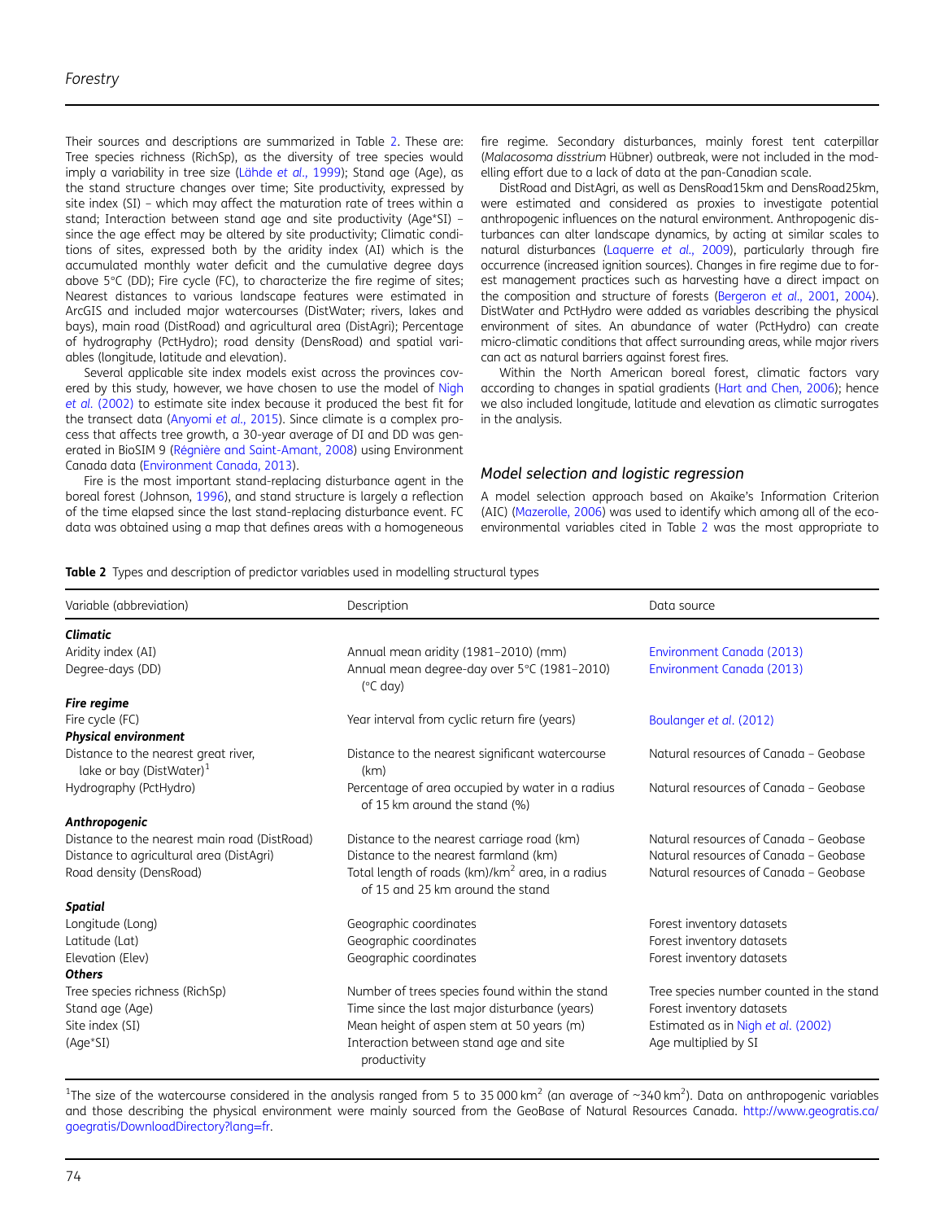Their sources and descriptions are summarized in Table 2. These are: Tree species richness (RichSp), as the diversity of tree species would imply a variability in tree size (Lähde *et al.*, 1999); Stand age (Age), as the stand structure changes over time; Site productivity, expressed by site index (SI) – which may affect the maturation rate of trees within a stand; Interaction between stand age and site productivity (Age*SI) – since the age effect may be altered by site productivity; Climatic conditions of sites, expressed both by the aridity index (AI) which is the accumulated monthly water deficit and the cumulative degree days above 5°C (DD); Fire cycle (FC), to characterize the fire regime of sites; Nearest distances to various landscape features were estimated in ArcGIS and included major watercourses (DistWater; rivers, lakes and bays), main road (DistRoad) and agricultural area (DistAgri); Percentage of hydrography (PctHydro); road density (DensRoad) and spatial variables (longitude, latitude and elevation).

Several applicable site index models exist across the provinces covered by this study, however, we have chosen to use the model of Nigh *et al.* (2002) to estimate site index because it produced the best fit for the transect data (Anyomi *et al.*, 2015). Since climate is a complex process that affects tree growth, a 30-year average of DI and DD was generated in BioSIM 9 (Régnière and Saint-Amant, 2008) using Environment Canada data (Environment Canada, 2013).

Fire is the most important stand-replacing disturbance agent in the boreal forest (Johnson, 1996), and stand structure is largely a reflection of the time elapsed since the last stand-replacing disturbance event. FC data was obtained using a map that defines areas with a homogeneous fire regime. Secondary disturbances, mainly forest tent caterpillar (*Malacosoma disstrium* Hübner) outbreak, were not included in the modelling effort due to a lack of data at the pan-Canadian scale.

DistRoad and DistAgri, as well as DensRoad15km and DensRoad25km, were estimated and considered as proxies to investigate potential anthropogenic influences on the natural environment. Anthropogenic disturbances can alter landscape dynamics, by acting at similar scales to natural disturbances (Laquerre *et al.*, 2009), particularly through fire occurrence (increased ignition sources). Changes in fire regime due to forest management practices such as harvesting have a direct impact on the composition and structure of forests (Bergeron *et al.*, 2001, 2004). DistWater and PctHydro were added as variables describing the physical environment of sites. An abundance of water (PctHydro) can create micro-climatic conditions that affect surrounding areas, while major rivers can act as natural barriers against forest fires.

Within the North American boreal forest, climatic factors vary according to changes in spatial gradients (Hart and Chen, 2006); hence we also included longitude, latitude and elevation as climatic surrogates in the analysis.

## Model selection and logistic regression

A model selection approach based on Akaike's Information Criterion (AIC) (Mazerolle, 2006) was used to identify which among all of the eco-environmental variables cited in Table 2 was the most appropriate to

**Table 2** Types and description of predictor variables used in modelling structural types

| Variable (abbreviation) | Description | Data source |
|---|---|---|
| ***Climatic*** | | |
| Aridity index (AI) | Annual mean aridity (1981–2010) (mm) | Environment Canada (2013) |
| Degree-days (DD) | Annual mean degree-day over 5°C (1981–2010) (°C day) | Environment Canada (2013) |
| ***Fire regime*** | | |
| Fire cycle (FC) | Year interval from cyclic return fire (years) | Boulanger *et al.* (2012) |
| ***Physical environment*** | | |
| Distance to the nearest great river, lake or bay (DistWater)[1] | Distance to the nearest significant watercourse (km) | Natural resources of Canada – Geobase |
| Hydrography (PctHydro) | Percentage of area occupied by water in a radius of 15 km around the stand (%) | Natural resources of Canada – Geobase |
| ***Anthropogenic*** | | |
| Distance to the nearest main road (DistRoad) | Distance to the nearest carriage road (km) | Natural resources of Canada – Geobase |
| Distance to agricultural area (DistAgri) | Distance to the nearest farmland (km) | Natural resources of Canada – Geobase |
| Road density (DensRoad) | Total length of roads (km)/km$^2$ area, in a radius of 15 and 25 km around the stand | Natural resources of Canada – Geobase |
| ***Spatial*** | | |
| Longitude (Long) | Geographic coordinates | Forest inventory datasets |
| Latitude (Lat) | Geographic coordinates | Forest inventory datasets |
| Elevation (Elev) | Geographic coordinates | Forest inventory datasets |
| ***Others*** | | |
| Tree species richness (RichSp) | Number of trees species found within the stand | Tree species number counted in the stand |
| Stand age (Age) | Time since the last major disturbance (years) | Forest inventory datasets |
| Site index (SI) | Mean height of aspen stem at 50 years (m) | Estimated as in Nigh *et al.* (2002) |
| (Age*SI) | Interaction between stand age and site productivity | Age multiplied by SI |

[1]The size of the watercourse considered in the analysis ranged from 5 to 35 000 km$^2$ (an average of ~340 km$^2$). Data on anthropogenic variables and those describing the physical environment were mainly sourced from the GeoBase of Natural Resources Canada. http://www.geogratis.ca/goegratis/DownloadDirectory?lang=fr.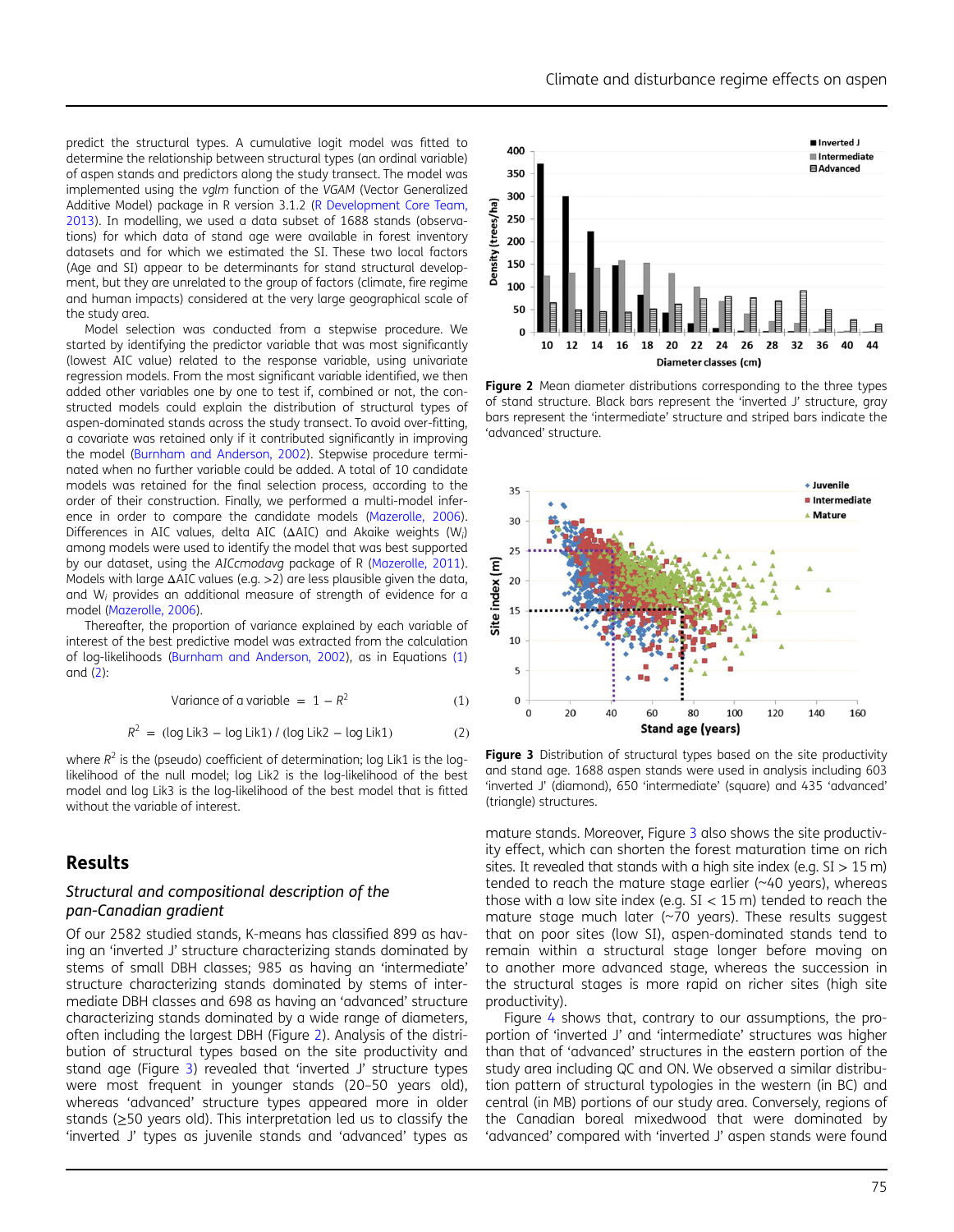predict the structural types. A cumulative logit model was fitted to determine the relationship between structural types (an ordinal variable) of aspen stands and predictors along the study transect. The model was implemented using the *vglm* function of the *VGAM* (Vector Generalized Additive Model) package in R version 3.1.2 (R Development Core Team, 2013). In modelling, we used a data subset of 1688 stands (observations) for which data of stand age were available in forest inventory datasets and for which we estimated the SI. These two local factors (Age and SI) appear to be determinants for stand structural development, but they are unrelated to the group of factors (climate, fire regime and human impacts) considered at the very large geographical scale of the study area.

Model selection was conducted from a stepwise procedure. We started by identifying the predictor variable that was most significantly (lowest AIC value) related to the response variable, using univariate regression models. From the most significant variable identified, we then added other variables one by one to test if, combined or not, the constructed models could explain the distribution of structural types of aspen-dominated stands across the study transect. To avoid over-fitting, a covariate was retained only if it contributed significantly in improving the model (Burnham and Anderson, 2002). Stepwise procedure terminated when no further variable could be added. A total of 10 candidate models was retained for the final selection process, according to the order of their construction. Finally, we performed a multi-model inference in order to compare the candidate models (Mazerolle, 2006). Differences in AIC values, delta AIC (ΔAIC) and Akaike weights ($W_i$) among models were used to identify the model that was best supported by our dataset, using the *AICcmodavg* package of R (Mazerolle, 2011). Models with large ΔAIC values (e.g. >2) are less plausible given the data, and $W_i$ provides an additional measure of strength of evidence for a model (Mazerolle, 2006).

Thereafter, the proportion of variance explained by each variable of interest of the best predictive model was extracted from the calculation of log-likelihoods (Burnham and Anderson, 2002), as in Equations (1) and (2):

$$\text{Variance of a variable} = 1 - R^2 \tag{1}$$

$$R^2 = (\log \text{Lik3} - \log \text{Lik1}) / (\log \text{Lik2} - \log \text{Lik1}) \tag{2}$$

where $R^2$ is the (pseudo) coefficient of determination; log Lik1 is the log-likelihood of the null model; log Lik2 is the log-likelihood of the best model and log Lik3 is the log-likelihood of the best model that is fitted without the variable of interest.

## Results

### *Structural and compositional description of the pan-Canadian gradient*

Of our 2582 studied stands, K-means has classified 899 as having an 'inverted J' structure characterizing stands dominated by stems of small DBH classes; 985 as having an 'intermediate' structure characterizing stands dominated by stems of intermediate DBH classes and 698 as having an 'advanced' structure characterizing stands dominated by a wide range of diameters, often including the largest DBH (Figure 2). Analysis of the distribution of structural types based on the site productivity and stand age (Figure 3) revealed that 'inverted J' structure types were most frequent in younger stands (20–50 years old), whereas 'advanced' structure types appeared more in older stands (≥50 years old). This interpretation led us to classify the 'inverted J' types as juvenile stands and 'advanced' types as mature stands. Moreover, Figure 3 also shows the site productivity effect, which can shorten the forest maturation time on rich sites. It revealed that stands with a high site index (e.g. SI > 15 m) tended to reach the mature stage earlier (~40 years), whereas those with a low site index (e.g. SI < 15 m) tended to reach the mature stage much later (~70 years). These results suggest that on poor sites (low SI), aspen-dominated stands tend to remain within a structural stage longer before moving on to another more advanced stage, whereas the succession in the structural stages is more rapid on richer sites (high site productivity).

**Figure 2** Mean diameter distributions corresponding to the three types of stand structure. Black bars represent the 'inverted J' structure, gray bars represent the 'intermediate' structure and striped bars indicate the 'advanced' structure.

**Figure 3** Distribution of structural types based on the site productivity and stand age. 1688 aspen stands were used in analysis including 603 'inverted J' (diamond), 650 'intermediate' (square) and 435 'advanced' (triangle) structures.

Figure 4 shows that, contrary to our assumptions, the proportion of 'inverted J' and 'intermediate' structures was higher than that of 'advanced' structures in the eastern portion of the study area including QC and ON. We observed a similar distribution pattern of structural typologies in the western (in BC) and central (in MB) portions of our study area. Conversely, regions of the Canadian boreal mixedwood that were dominated by 'advanced' compared with 'inverted J' aspen stands were found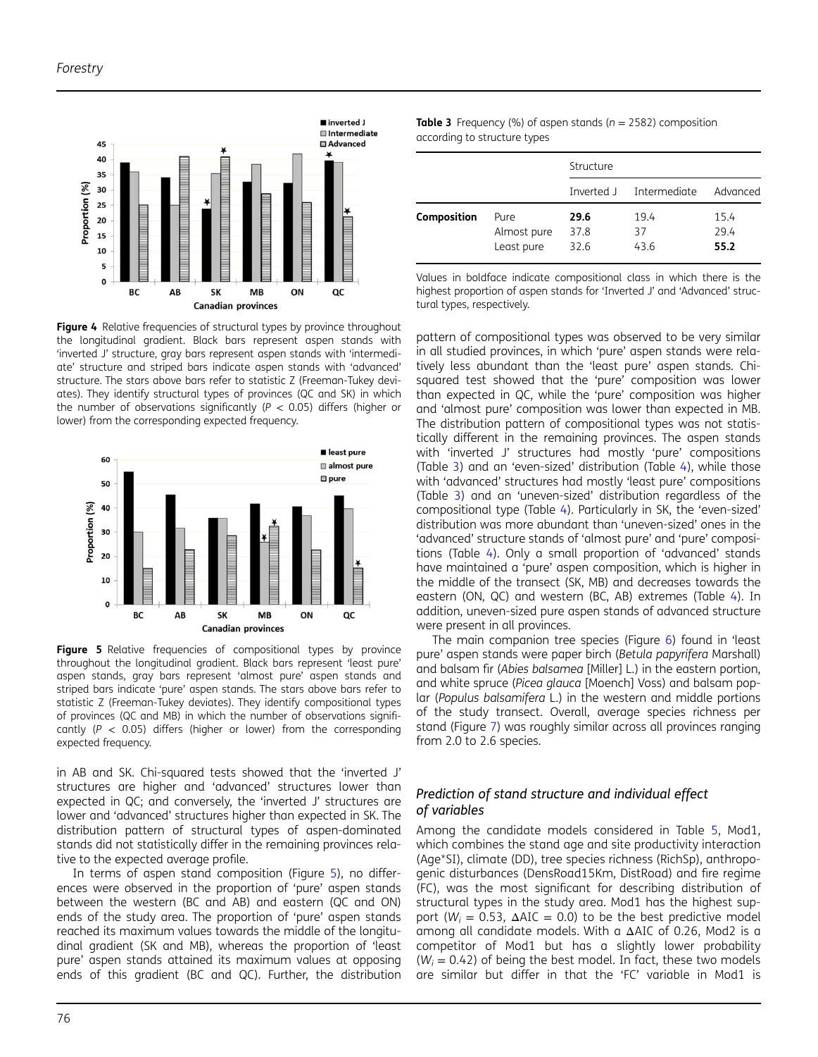Figure 4 Relative frequencies of structural types by province throughout the longitudinal gradient. Black bars represent aspen stands with 'inverted J' structure, gray bars represent aspen stands with 'intermediate' structure and striped bars indicate aspen stands with 'advanced' structure. The stars above bars refer to statistic Z (Freeman-Tukey deviates). They identify structural types of provinces (QC and SK) in which the number of observations significantly ($P < 0.05$) differs (higher or lower) from the corresponding expected frequency.

Figure 5 Relative frequencies of compositional types by province throughout the longitudinal gradient. Black bars represent 'least pure' aspen stands, gray bars represent 'almost pure' aspen stands and striped bars indicate 'pure' aspen stands. The stars above bars refer to statistic Z (Freeman-Tukey deviates). They identify compositional types of provinces (QC and MB) in which the number of observations significantly ($P < 0.05$) differs (higher or lower) from the corresponding expected frequency.

in AB and SK. Chi-squared tests showed that the 'inverted J' structures are higher and 'advanced' structures lower than expected in QC; and conversely, the 'inverted J' structures are lower and 'advanced' structures higher than expected in SK. The distribution pattern of structural types of aspen-dominated stands did not statistically differ in the remaining provinces relative to the expected average profile.

In terms of aspen stand composition (Figure 5), no differences were observed in the proportion of 'pure' aspen stands between the western (BC and AB) and eastern (QC and ON) ends of the study area. The proportion of 'pure' aspen stands reached its maximum values towards the middle of the longitudinal gradient (SK and MB), whereas the proportion of 'least pure' aspen stands attained its maximum values at opposing ends of this gradient (BC and QC). Further, the distribution

**Table 3** Frequency (%) of aspen stands ($n = 2582$) composition according to structure types

| | | Structure | | |
|---|---|---|---|---|
| | | Inverted J | Intermediate | Advanced |
| **Composition** | Pure | **29.6** | 19.4 | 15.4 |
| | Almost pure | 37.8 | 37 | 29.4 |
| | Least pure | 32.6 | 43.6 | **55.2** |

Values in boldface indicate compositional class in which there is the highest proportion of aspen stands for 'Inverted J' and 'Advanced' structural types, respectively.

pattern of compositional types was observed to be very similar in all studied provinces, in which 'pure' aspen stands were relatively less abundant than the 'least pure' aspen stands. Chi-squared test showed that the 'pure' composition was lower than expected in QC, while the 'pure' composition was higher and 'almost pure' composition was lower than expected in MB. The distribution pattern of compositional types was not statistically different in the remaining provinces. The aspen stands with 'inverted J' structures had mostly 'pure' compositions (Table 3) and an 'even-sized' distribution (Table 4), while those with 'advanced' structures had mostly 'least pure' compositions (Table 3) and an 'uneven-sized' distribution regardless of the compositional type (Table 4). Particularly in SK, the 'even-sized' distribution was more abundant than 'uneven-sized' ones in the 'advanced' structure stands of 'almost pure' and 'pure' compositions (Table 4). Only a small proportion of 'advanced' stands have maintained a 'pure' aspen composition, which is higher in the middle of the transect (SK, MB) and decreases towards the eastern (ON, QC) and western (BC, AB) extremes (Table 4). In addition, uneven-sized pure aspen stands of advanced structure were present in all provinces.

The main companion tree species (Figure 6) found in 'least pure' aspen stands were paper birch (*Betula papyrifera* Marshall) and balsam fir (*Abies balsamea* [Miller] L.) in the eastern portion, and white spruce (*Picea glauca* [Moench] Voss) and balsam poplar (*Populus balsamifera* L.) in the western and middle portions of the study transect. Overall, average species richness per stand (Figure 7) was roughly similar across all provinces ranging from 2.0 to 2.6 species.

### Prediction of stand structure and individual effect of variables

Among the candidate models considered in Table 5, Mod1, which combines the stand age and site productivity interaction (Age*SI), climate (DD), tree species richness (RichSp), anthropogenic disturbances (DensRoad15Km, DistRoad) and fire regime (FC), was the most significant for describing distribution of structural types in the study area. Mod1 has the highest support ($W_i = 0.53$, $\Delta AIC = 0.0$) to be the best predictive model among all candidate models. With a $\Delta AIC$ of 0.26, Mod2 is a competitor of Mod1 but has a slightly lower probability ($W_i = 0.42$) of being the best model. In fact, these two models are similar but differ in that the 'FC' variable in Mod1 is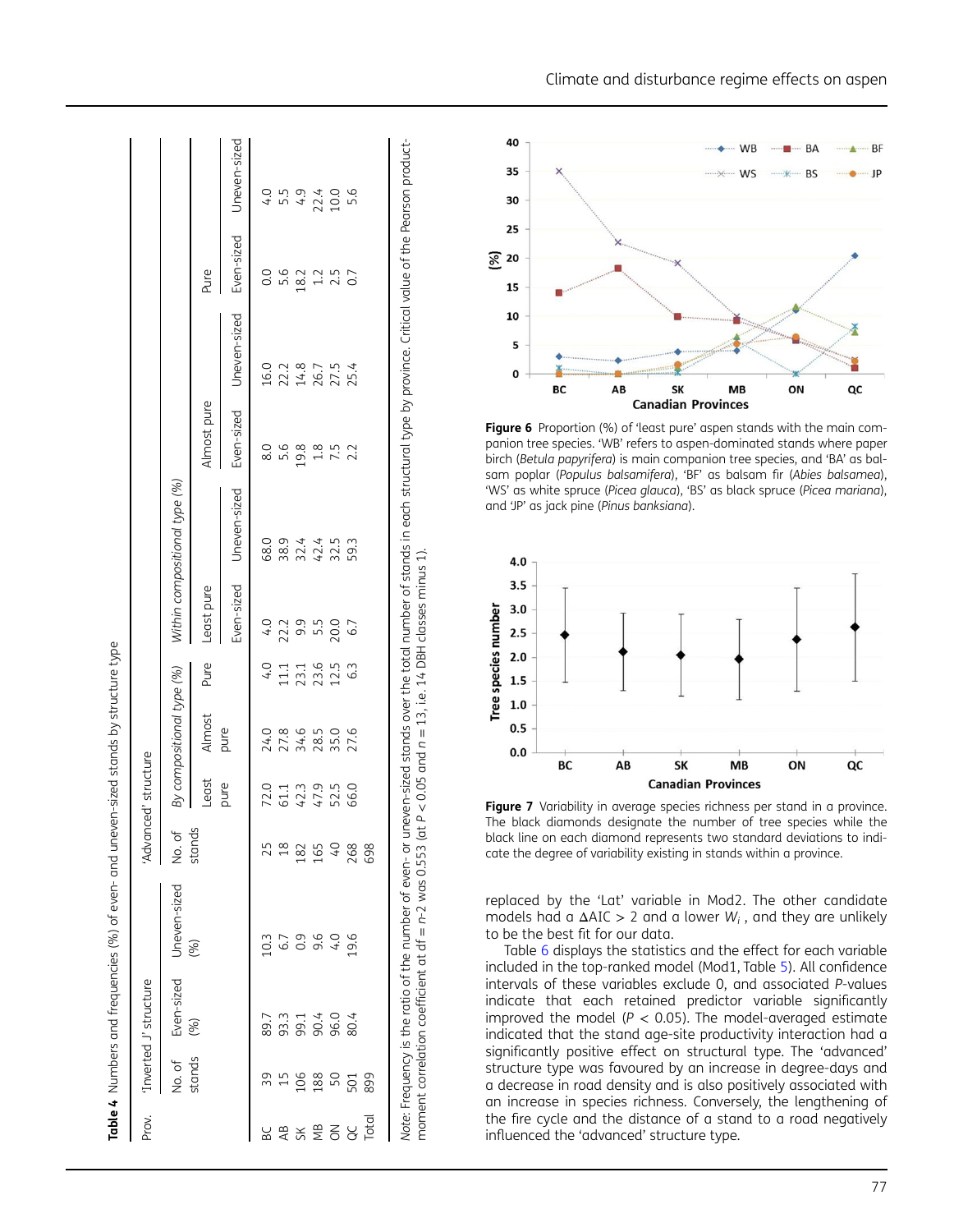**Table 4** Numbers and frequencies (%) of even- and uneven-sized stands by structure type

| Prov. | 'Inverted J' structure | | | 'Advanced' structure | | | | | | | | | |
|---|---|---|---|---|---|---|---|---|---|---|---|---|---|
| | No. of stands | Even-sized (%) | Uneven-sized (%) | No. of stands | By compositional type (%) | | | Within compositional type (%) | | | | | |
| | | | | | Least pure | Almost pure | Pure | Least pure | | Almost pure | | Pure | |
| | | | | | | | | Even-sized | Uneven-sized | Even-sized | Uneven-sized | Even-sized | Uneven-sized |
| BC | 39 | 89.7 | 10.3 | 25 | 72.0 | 24.0 | 4.0 | 4.0 | 68.0 | 8.0 | 16.0 | 0.0 | 4.0 |
| AB | 15 | 93.3 | 6.7 | 18 | 61.1 | 27.8 | 11.1 | 22.2 | 38.9 | 5.6 | 22.2 | 5.6 | 5.5 |
| SK | 106 | 99.1 | 0.9 | 182 | 42.3 | 34.6 | 23.1 | 9.9 | 32.4 | 19.8 | 14.8 | 18.2 | 4.9 |
| MB | 188 | 90.4 | 9.6 | 165 | 47.9 | 28.5 | 23.6 | 5.5 | 42.4 | 1.8 | 26.7 | 1.2 | 22.4 |
| ON | 50 | 96.0 | 4.0 | 40 | 52.5 | 35.0 | 12.5 | 20.0 | 32.5 | 7.5 | 27.5 | 2.5 | 10.0 |
| QC | 501 | 80.4 | 19.6 | 268 | 66.0 | 27.6 | 6.3 | 6.7 | 59.3 | 2.2 | 25.4 | 0.7 | 5.6 |
| Total | 899 | | | 698 | | | | | | | | | |

*Note*: Frequency is the ratio of the number of even- or uneven-sized stands over the total number of stands in each structural type by province. Critical value of the Pearson product-moment correlation coefficient at df = $n$-2 was 0.553 (at $P < 0.05$ and $n = 13$, i.e. 14 DBH classes minus 1).

**Figure 6** Proportion (%) of 'least pure' aspen stands with the main companion tree species. 'WB' refers to aspen-dominated stands where paper birch (*Betula papyrifera*) is main companion tree species, and 'BA' as balsam poplar (*Populus balsamifera*), 'BF' as balsam fir (*Abies balsamea*), 'WS' as white spruce (*Picea glauca*), 'BS' as black spruce (*Picea mariana*), and 'JP' as jack pine (*Pinus banksiana*).

**Figure 7** Variability in average species richness per stand in a province. The black diamonds designate the number of tree species while the black line on each diamond represents two standard deviations to indicate the degree of variability existing in stands within a province.

replaced by the 'Lat' variable in Mod2. The other candidate models had a $\Delta$AIC > 2 and a lower $W_i$, and they are unlikely to be the best fit for our data.

Table 6 displays the statistics and the effect for each variable included in the top-ranked model (Mod1, Table 5). All confidence intervals of these variables exclude 0, and associated $P$-values indicate that each retained predictor variable significantly improved the model ($P < 0.05$). The model-averaged estimate indicated that the stand age-site productivity interaction had a significantly positive effect on structural type. The 'advanced' structure type was favoured by an increase in degree-days and a decrease in road density and is also positively associated with an increase in species richness. Conversely, the lengthening of the fire cycle and the distance of a stand to a road negatively influenced the 'advanced' structure type.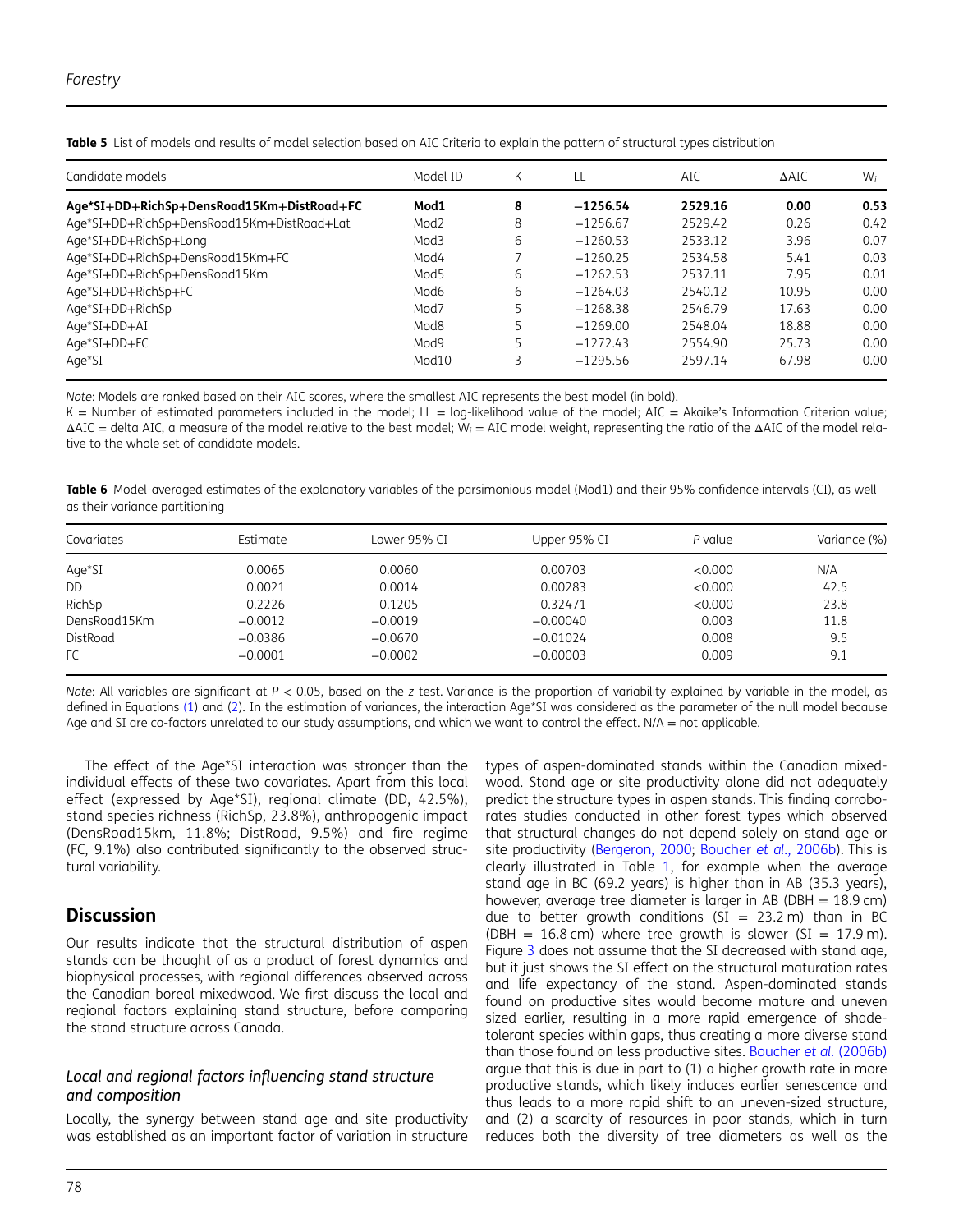**Table 5** List of models and results of model selection based on AIC Criteria to explain the pattern of structural types distribution

| Candidate models | Model ID | K | LL | AIC | ΔAIC | $W_i$ |
|---|---|---|---|---|---|---|
| **Age*SI+DD+RichSp+DensRoad15Km+DistRoad+FC** | **Mod1** | **8** | **−1256.54** | **2529.16** | **0.00** | **0.53** |
| Age*SI+DD+RichSp+DensRoad15Km+DistRoad+Lat | Mod2 | 8 | −1256.67 | 2529.42 | 0.26 | 0.42 |
| Age*SI+DD+RichSp+Long | Mod3 | 6 | −1260.53 | 2533.12 | 3.96 | 0.07 |
| Age*SI+DD+RichSp+DensRoad15Km+FC | Mod4 | 7 | −1260.25 | 2534.58 | 5.41 | 0.03 |
| Age*SI+DD+RichSp+DensRoad15Km | Mod5 | 6 | −1262.53 | 2537.11 | 7.95 | 0.01 |
| Age*SI+DD+RichSp+FC | Mod6 | 6 | −1264.03 | 2540.12 | 10.95 | 0.00 |
| Age*SI+DD+RichSp | Mod7 | 5 | −1268.38 | 2546.79 | 17.63 | 0.00 |
| Age*SI+DD+AI | Mod8 | 5 | −1269.00 | 2548.04 | 18.88 | 0.00 |
| Age*SI+DD+FC | Mod9 | 5 | −1272.43 | 2554.90 | 25.73 | 0.00 |
| Age*SI | Mod10 | 3 | −1295.56 | 2597.14 | 67.98 | 0.00 |

*Note*: Models are ranked based on their AIC scores, where the smallest AIC represents the best model (in bold).
K = Number of estimated parameters included in the model; LL = log-likelihood value of the model; AIC = Akaike's Information Criterion value; ΔAIC = delta AIC, a measure of the model relative to the best model; $W_i$ = AIC model weight, representing the ratio of the ΔAIC of the model relative to the whole set of candidate models.

**Table 6** Model-averaged estimates of the explanatory variables of the parsimonious model (Mod1) and their 95% confidence intervals (CI), as well as their variance partitioning

| Covariates | Estimate | Lower 95% CI | Upper 95% CI | *P* value | Variance (%) |
|---|---|---|---|---|---|
| Age*SI | 0.0065 | 0.0060 | 0.00703 | <0.000 | N/A |
| DD | 0.0021 | 0.0014 | 0.00283 | <0.000 | 42.5 |
| RichSp | 0.2226 | 0.1205 | 0.32471 | <0.000 | 23.8 |
| DensRoad15Km | −0.0012 | −0.0019 | −0.00040 | 0.003 | 11.8 |
| DistRoad | −0.0386 | −0.0670 | −0.01024 | 0.008 | 9.5 |
| FC | −0.0001 | −0.0002 | −0.00003 | 0.009 | 9.1 |

*Note*: All variables are significant at $P < 0.05$, based on the *z* test. Variance is the proportion of variability explained by variable in the model, as defined in Equations (1) and (2). In the estimation of variances, the interaction Age*SI was considered as the parameter of the null model because Age and SI are co-factors unrelated to our study assumptions, and which we want to control the effect. N/A = not applicable.

The effect of the Age*SI interaction was stronger than the individual effects of these two covariates. Apart from this local effect (expressed by Age*SI), regional climate (DD, 42.5%), stand species richness (RichSp, 23.8%), anthropogenic impact (DensRoad15km, 11.8%; DistRoad, 9.5%) and fire regime (FC, 9.1%) also contributed significantly to the observed structural variability.

## Discussion

Our results indicate that the structural distribution of aspen stands can be thought of as a product of forest dynamics and biophysical processes, with regional differences observed across the Canadian boreal mixedwood. We first discuss the local and regional factors explaining stand structure, before comparing the stand structure across Canada.

### *Local and regional factors influencing stand structure and composition*

Locally, the synergy between stand age and site productivity was established as an important factor of variation in structure types of aspen-dominated stands within the Canadian mixedwood. Stand age or site productivity alone did not adequately predict the structure types in aspen stands. This finding corroborates studies conducted in other forest types which observed that structural changes do not depend solely on stand age or site productivity (Bergeron, 2000; Boucher *et al.*, 2006b). This is clearly illustrated in Table 1, for example when the average stand age in BC (69.2 years) is higher than in AB (35.3 years), however, average tree diameter is larger in AB (DBH = 18.9 cm) due to better growth conditions (SI = 23.2 m) than in BC (DBH = 16.8 cm) where tree growth is slower (SI = 17.9 m). Figure 3 does not assume that the SI decreased with stand age, but it just shows the SI effect on the structural maturation rates and life expectancy of the stand. Aspen-dominated stands found on productive sites would become mature and uneven sized earlier, resulting in a more rapid emergence of shade-tolerant species within gaps, thus creating a more diverse stand than those found on less productive sites. Boucher *et al.* (2006b) argue that this is due in part to (1) a higher growth rate in more productive stands, which likely induces earlier senescence and thus leads to a more rapid shift to an uneven-sized structure, and (2) a scarcity of resources in poor stands, which in turn reduces both the diversity of tree diameters as well as the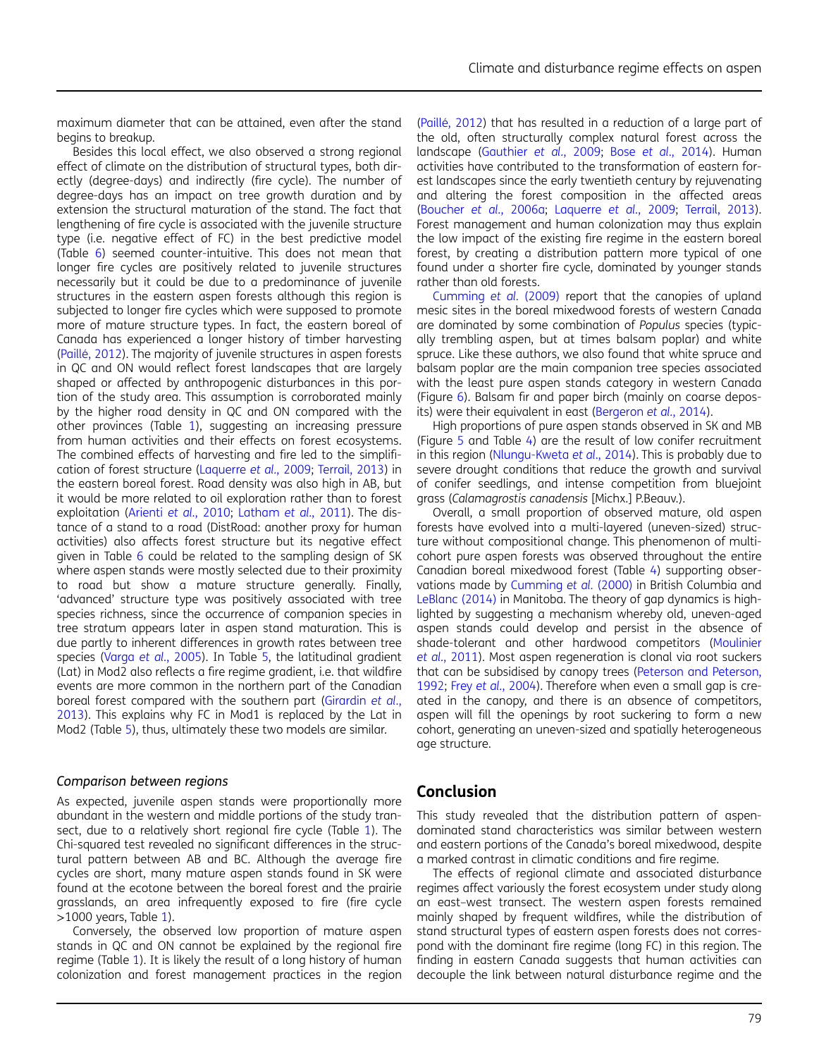maximum diameter that can be attained, even after the stand begins to breakup.

Besides this local effect, we also observed a strong regional effect of climate on the distribution of structural types, both directly (degree-days) and indirectly (fire cycle). The number of degree-days has an impact on tree growth duration and by extension the structural maturation of the stand. The fact that lengthening of fire cycle is associated with the juvenile structure type (i.e. negative effect of FC) in the best predictive model (Table 6) seemed counter-intuitive. This does not mean that longer fire cycles are positively related to juvenile structures necessarily but it could be due to a predominance of juvenile structures in the eastern aspen forests although this region is subjected to longer fire cycles which were supposed to promote more of mature structure types. In fact, the eastern boreal of Canada has experienced a longer history of timber harvesting (Paillé, 2012). The majority of juvenile structures in aspen forests in QC and ON would reflect forest landscapes that are largely shaped or affected by anthropogenic disturbances in this portion of the study area. This assumption is corroborated mainly by the higher road density in QC and ON compared with the other provinces (Table 1), suggesting an increasing pressure from human activities and their effects on forest ecosystems. The combined effects of harvesting and fire led to the simplification of forest structure (Laquerre *et al.*, 2009; Terrail, 2013) in the eastern boreal forest. Road density was also high in AB, but it would be more related to oil exploration rather than to forest exploitation (Arienti *et al.*, 2010; Latham *et al.*, 2011). The distance of a stand to a road (DistRoad: another proxy for human activities) also affects forest structure but its negative effect given in Table 6 could be related to the sampling design of SK where aspen stands were mostly selected due to their proximity to road but show a mature structure generally. Finally, 'advanced' structure type was positively associated with tree species richness, since the occurrence of companion species in tree stratum appears later in aspen stand maturation. This is due partly to inherent differences in growth rates between tree species (Varga *et al.*, 2005). In Table 5, the latitudinal gradient (Lat) in Mod2 also reflects a fire regime gradient, i.e. that wildfire events are more common in the northern part of the Canadian boreal forest compared with the southern part (Girardin *et al.*, 2013). This explains why FC in Mod1 is replaced by the Lat in Mod2 (Table 5), thus, ultimately these two models are similar.

### *Comparison between regions*

As expected, juvenile aspen stands were proportionally more abundant in the western and middle portions of the study transect, due to a relatively short regional fire cycle (Table 1). The Chi-squared test revealed no significant differences in the structural pattern between AB and BC. Although the average fire cycles are short, many mature aspen stands found in SK were found at the ecotone between the boreal forest and the prairie grasslands, an area infrequently exposed to fire (fire cycle >1000 years, Table 1).

Conversely, the observed low proportion of mature aspen stands in QC and ON cannot be explained by the regional fire regime (Table 1). It is likely the result of a long history of human colonization and forest management practices in the region (Paillé, 2012) that has resulted in a reduction of a large part of the old, often structurally complex natural forest across the landscape (Gauthier *et al.*, 2009; Bose *et al.*, 2014). Human activities have contributed to the transformation of eastern forest landscapes since the early twentieth century by rejuvenating and altering the forest composition in the affected areas (Boucher *et al.*, 2006a; Laquerre *et al.*, 2009; Terrail, 2013). Forest management and human colonization may thus explain the low impact of the existing fire regime in the eastern boreal forest, by creating a distribution pattern more typical of one found under a shorter fire cycle, dominated by younger stands rather than old forests.

Cumming *et al.* (2009) report that the canopies of upland mesic sites in the boreal mixedwood forests of western Canada are dominated by some combination of *Populus* species (typically trembling aspen, but at times balsam poplar) and white spruce. Like these authors, we also found that white spruce and balsam poplar are the main companion tree species associated with the least pure aspen stands category in western Canada (Figure 6). Balsam fir and paper birch (mainly on coarse deposits) were their equivalent in east (Bergeron *et al.*, 2014).

High proportions of pure aspen stands observed in SK and MB (Figure 5 and Table 4) are the result of low conifer recruitment in this region (Nlungu-Kweta *et al.*, 2014). This is probably due to severe drought conditions that reduce the growth and survival of conifer seedlings, and intense competition from bluejoint grass (*Calamagrostis canadensis* [Michx.] P.Beauv.).

Overall, a small proportion of observed mature, old aspen forests have evolved into a multi-layered (uneven-sized) structure without compositional change. This phenomenon of multi-cohort pure aspen forests was observed throughout the entire Canadian boreal mixedwood forest (Table 4) supporting observations made by Cumming *et al.* (2000) in British Columbia and LeBlanc (2014) in Manitoba. The theory of gap dynamics is highlighted by suggesting a mechanism whereby old, uneven-aged aspen stands could develop and persist in the absence of shade-tolerant and other hardwood competitors (Moulinier *et al.*, 2011). Most aspen regeneration is clonal via root suckers that can be subsidised by canopy trees (Peterson and Peterson, 1992; Frey *et al.*, 2004). Therefore when even a small gap is created in the canopy, and there is an absence of competitors, aspen will fill the openings by root suckering to form a new cohort, generating an uneven-sized and spatially heterogeneous age structure.

## Conclusion

This study revealed that the distribution pattern of aspen-dominated stand characteristics was similar between western and eastern portions of the Canada's boreal mixedwood, despite a marked contrast in climatic conditions and fire regime.

The effects of regional climate and associated disturbance regimes affect variously the forest ecosystem under study along an east–west transect. The western aspen forests remained mainly shaped by frequent wildfires, while the distribution of stand structural types of eastern aspen forests does not correspond with the dominant fire regime (long FC) in this region. The finding in eastern Canada suggests that human activities can decouple the link between natural disturbance regime and the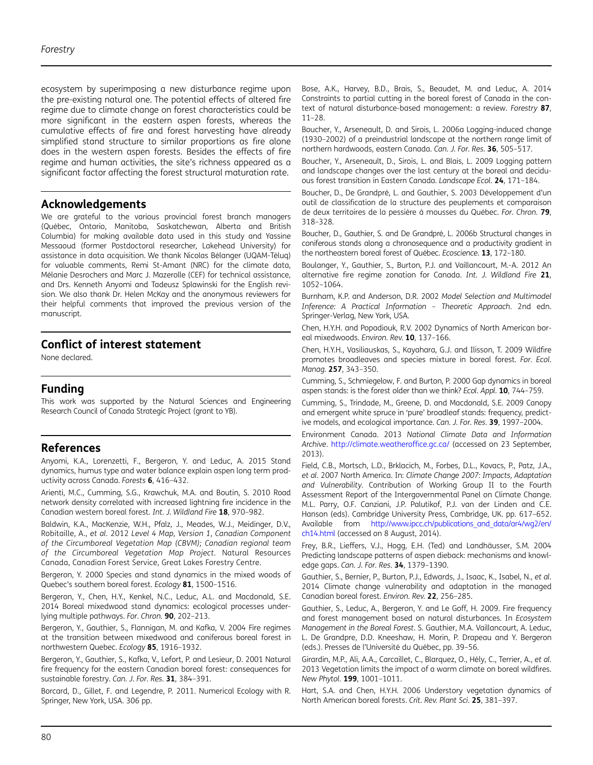ecosystem by superimposing a new disturbance regime upon the pre-existing natural one. The potential effects of altered fire regime due to climate change on forest characteristics could be more significant in the eastern aspen forests, whereas the cumulative effects of fire and forest harvesting have already simplified stand structure to similar proportions as fire alone does in the western aspen forests. Besides the effects of fire regime and human activities, the site's richness appeared as a significant factor affecting the forest structural maturation rate.

## Acknowledgements

We are grateful to the various provincial forest branch managers (Québec, Ontario, Manitoba, Saskatchewan, Alberta and British Columbia) for making available data used in this study and Yassine Messaoud (former Postdoctoral researcher, Lakehead University) for assistance in data acquisition. We thank Nicolas Bélanger (UQAM-Téluq) for valuable comments, Remi St-Amant (NRC) for the climate data, Mélanie Desrochers and Marc J. Mazerolle (CEF) for technical assistance, and Drs. Kenneth Anyomi and Tadeusz Splawinski for the English revision. We also thank Dr. Helen McKay and the anonymous reviewers for their helpful comments that improved the previous version of the manuscript.

## Conflict of interest statement

None declared.

## Funding

This work was supported by the Natural Sciences and Engineering Research Council of Canada Strategic Project (grant to YB).

## References

Anyomi, K.A., Lorenzetti, F., Bergeron, Y. and Leduc, A. 2015 Stand dynamics, humus type and water balance explain aspen long term productivity across Canada. *Forests* **6**, 416–432.

Arienti, M.C., Cumming, S.G., Krawchuk, M.A. and Boutin, S. 2010 Road network density correlated with increased lightning fire incidence in the Canadian western boreal forest. *Int. J. Wildland Fire* **18**, 970–982.

Baldwin, K.A., MacKenzie, W.H., Pfalz, J., Meades, W.J., Meidinger, D.V., Robitaille, A., *et al.* 2012 *Level 4 Map, Version 1, Canadian Component of the Circumboreal Vegetation Map (CBVM); Canadian regional team of the Circumboreal Vegetation Map Project*. Natural Resources Canada, Canadian Forest Service, Great Lakes Forestry Centre.

Bergeron, Y. 2000 Species and stand dynamics in the mixed woods of Quebec's southern boreal forest. *Ecology* **81**, 1500–1516.

Bergeron, Y., Chen, H.Y., Kenkel, N.C., Leduc, A.L. and Macdonald, S.E. 2014 Boreal mixedwood stand dynamics: ecological processes underlying multiple pathways. *For. Chron.* **90**, 202–213.

Bergeron, Y., Gauthier, S., Flannigan, M. and Kafka, V. 2004 Fire regimes at the transition between mixedwood and coniferous boreal forest in northwestern Quebec. *Ecology* **85**, 1916–1932.

Bergeron, Y., Gauthier, S., Kafka, V., Lefort, P. and Lesieur, D. 2001 Natural fire frequency for the eastern Canadian boreal forest: consequences for sustainable forestry. *Can. J. For. Res.* **31**, 384–391.

Borcard, D., Gillet, F. and Legendre, P. 2011. Numerical Ecology with R. Springer, New York, USA. 306 pp.

Bose, A.K., Harvey, B.D., Brais, S., Beaudet, M. and Leduc, A. 2014 Constraints to partial cutting in the boreal forest of Canada in the context of natural disturbance-based management: a review. *Forestry* **87**, 11–28.

Boucher, Y., Arseneault, D. and Sirois, L. 2006a Logging-induced change (1930–2002) of a preindustrial landscape at the northern range limit of northern hardwoods, eastern Canada. *Can. J. For. Res.* **36**, 505–517.

Boucher, Y., Arseneault, D., Sirois, L. and Blais, L. 2009 Logging pattern and landscape changes over the last century at the boreal and deciduous forest transition in Eastern Canada. *Landscape Ecol.* **24**, 171–184.

Boucher, D., De Grandpré, L. and Gauthier, S. 2003 Développement d'un outil de classification de la structure des peuplements et comparaison de deux territoires de la pessière à mousses du Québec. *For. Chron.* **79**, 318–328.

Boucher, D., Gauthier, S. and De Grandpré, L. 2006b Structural changes in coniferous stands along a chronosequence and a productivity gradient in the northeastern boreal forest of Québec. *Ecoscience.* **13**, 172–180.

Boulanger, Y., Gauthier, S., Burton, P.J. and Vaillancourt, M.-A. 2012 An alternative fire regime zonation for Canada. *Int. J. Wildland Fire* **21**, 1052–1064.

Burnham, K.P. and Anderson, D.R. 2002 *Model Selection and Multimodel Inference: A Practical Information – Theoretic Approach*. 2nd edn. Springer-Verlag, New York, USA.

Chen, H.Y.H. and Popadiouk, R.V. 2002 Dynamics of North American boreal mixedwoods. *Environ. Rev.* **10**, 137–166.

Chen, H.Y.H., Vasiliauskas, S., Kayahara, G.J. and Ilisson, T. 2009 Wildfire promotes broadleaves and species mixture in boreal forest. *For. Ecol. Manag.* **257**, 343–350.

Cumming, S., Schmiegelow, F. and Burton, P. 2000 Gap dynamics in boreal aspen stands: is the forest older than we think? *Ecol. Appl.* **10**, 744–759.

Cumming, S., Trindade, M., Greene, D. and Macdonald, S.E. 2009 Canopy and emergent white spruce in 'pure' broadleaf stands: frequency, predictive models, and ecological importance. *Can. J. For. Res.* **39**, 1997–2004.

Environment Canada. 2013 *National Climate Data and Information Archive*. http://climate.weatheroffice.gc.ca/ (accessed on 23 September, 2013).

Field, C.B., Mortsch, L.D., Brklacich, M., Forbes, D.L., Kovacs, P., Patz, J.A., *et al.* 2007 North America. In: *Climate Change 2007: Impacts, Adaptation and Vulnerability*. Contribution of Working Group II to the Fourth Assessment Report of the Intergovernmental Panel on Climate Change. M.L. Parry, O.F. Canziani, J.P. Palutikof, P.J. van der Linden and C.E. Hanson (eds). Cambridge University Press, Cambridge, UK. pp. 617–652. Available from http://www.ipcc.ch/publications_and_data/ar4/wg2/en/ch14.html (accessed on 8 August, 2014).

Frey, B.R., Lieffers, V.J., Hogg, E.H. (Ted) and Landhäusser, S.M. 2004 Predicting landscape patterns of aspen dieback: mechanisms and knowledge gaps. *Can. J. For. Res.* **34**, 1379–1390.

Gauthier, S., Bernier, P., Burton, P.J., Edwards, J., Isaac, K., Isabel, N., *et al.* 2014 Climate change vulnerability and adaptation in the managed Canadian boreal forest. *Environ. Rev.* **22**, 256–285.

Gauthier, S., Leduc, A., Bergeron, Y. and Le Goff, H. 2009. Fire frequency and forest management based on natural disturbances. In *Ecosystem Management in the Boreal Forest*. S. Gauthier, M.A. Vaillancourt, A. Leduc, L. De Grandpre, D.D. Kneeshaw, H. Morin, P. Drapeau and Y. Bergeron (eds.). Presses de l'Université du Québec, pp. 39–56.

Girardin, M.P., Ali, A.A., Carcaillet, C., Blarquez, O., Hély, C., Terrier, A., *et al.* 2013 Vegetation limits the impact of a warm climate on boreal wildfires. *New Phytol.* **199**, 1001–1011.

Hart, S.A. and Chen, H.Y.H. 2006 Understory vegetation dynamics of North American boreal forests. *Crit. Rev. Plant Sci.* **25**, 381–397.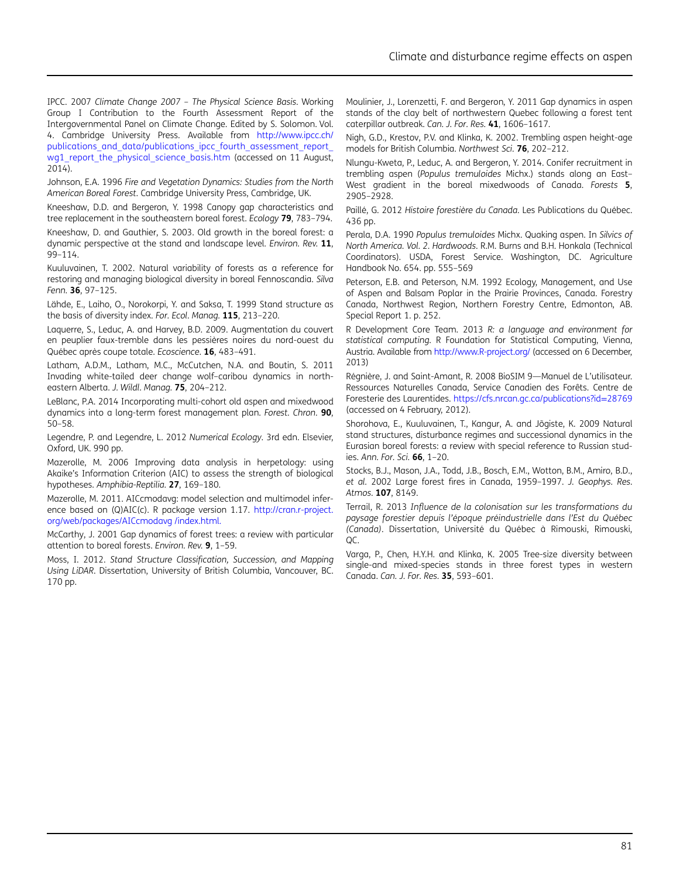IPCC. 2007 *Climate Change 2007 – The Physical Science Basis*. Working Group I Contribution to the Fourth Assessment Report of the Intergovernmental Panel on Climate Change. Edited by S. Solomon. Vol. 4. Cambridge University Press. Available from http://www.ipcc.ch/publications_and_data/publications_ipcc_fourth_assessment_report_wg1_report_the_physical_science_basis.htm (accessed on 11 August, 2014).

Johnson, E.A. 1996 *Fire and Vegetation Dynamics: Studies from the North American Boreal Forest*. Cambridge University Press, Cambridge, UK.

Kneeshaw, D.D. and Bergeron, Y. 1998 Canopy gap characteristics and tree replacement in the southeastern boreal forest. *Ecology* **79**, 783–794.

Kneeshaw, D. and Gauthier, S. 2003. Old growth in the boreal forest: a dynamic perspective at the stand and landscape level. *Environ. Rev.* **11**, 99–114.

Kuuluvainen, T. 2002. Natural variability of forests as a reference for restoring and managing biological diversity in boreal Fennoscandia. *Silva Fenn.* **36**, 97–125.

Lähde, E., Laiho, O., Norokorpi, Y. and Saksa, T. 1999 Stand structure as the basis of diversity index. *For. Ecol. Manag.* **115**, 213–220.

Laquerre, S., Leduc, A. and Harvey, B.D. 2009. Augmentation du couvert en peuplier faux-tremble dans les pessières noires du nord-ouest du Québec après coupe totale. *Ecoscience*. **16**, 483–491.

Latham, A.D.M., Latham, M.C., McCutchen, N.A. and Boutin, S. 2011 Invading white-tailed deer change wolf–caribou dynamics in north-eastern Alberta. *J. Wildl. Manag.* **75**, 204–212.

LeBlanc, P.A. 2014 Incorporating multi-cohort old aspen and mixedwood dynamics into a long-term forest management plan. *Forest. Chron*. **90**, 50–58.

Legendre, P. and Legendre, L. 2012 *Numerical Ecology*. 3rd edn. Elsevier, Oxford, UK. 990 pp.

Mazerolle, M. 2006 Improving data analysis in herpetology: using Akaike's Information Criterion (AIC) to assess the strength of biological hypotheses. *Amphibia-Reptilia.* **27**, 169–180.

Mazerolle, M. 2011. AICcmodavg: model selection and multimodel inference based on (Q)AIC(c). R package version 1.17. http://cran.r-project.org/web/packages/AICcmodavg /index.html.

McCarthy, J. 2001 Gap dynamics of forest trees: a review with particular attention to boreal forests. *Environ. Rev.* **9**, 1–59.

Moss, I. 2012. *Stand Structure Classification, Succession, and Mapping Using LiDAR*. Dissertation, University of British Columbia, Vancouver, BC. 170 pp.

Moulinier, J., Lorenzetti, F. and Bergeron, Y. 2011 Gap dynamics in aspen stands of the clay belt of northwestern Quebec following a forest tent caterpillar outbreak. *Can. J. For. Res.* **41**, 1606–1617.

Nigh, G.D., Krestov, P.V. and Klinka, K. 2002. Trembling aspen height-age models for British Columbia. *Northwest Sci*. **76**, 202–212.

Nlungu-Kweta, P., Leduc, A. and Bergeron, Y. 2014. Conifer recruitment in trembling aspen (*Populus tremuloides* Michx.) stands along an East–West gradient in the boreal mixedwoods of Canada. *Forests* **5**, 2905–2928.

Paillé, G. 2012 *Histoire forestière du Canada*. Les Publications du Québec. 436 pp.

Perala, D.A. 1990 *Populus tremuloides* Michx. Quaking aspen. In *Silvics of North America. Vol. 2. Hardwoods*. R.M. Burns and B.H. Honkala (Technical Coordinators). USDA, Forest Service. Washington, DC. Agriculture Handbook No. 654. pp. 555–569

Peterson, E.B. and Peterson, N.M. 1992 Ecology, Management, and Use of Aspen and Balsam Poplar in the Prairie Provinces, Canada. Forestry Canada, Northwest Region, Northern Forestry Centre, Edmonton, AB. Special Report 1. p. 252.

R Development Core Team. 2013 *R: a language and environment for statistical computing*. R Foundation for Statistical Computing, Vienna, Austria. Available from http://www.R-project.org/ (accessed on 6 December, 2013)

Régnière, J. and Saint-Amant, R. 2008 BioSIM 9—Manuel de L'utilisateur. Ressources Naturelles Canada, Service Canadien des Forêts. Centre de Foresterie des Laurentides. https://cfs.nrcan.gc.ca/publications?id=28769 (accessed on 4 February, 2012).

Shorohova, E., Kuuluvainen, T., Kangur, A. and Jõgiste, K. 2009 Natural stand structures, disturbance regimes and successional dynamics in the Eurasian boreal forests: a review with special reference to Russian studies. *Ann. For. Sci*. **66**, 1–20.

Stocks, B.J., Mason, J.A., Todd, J.B., Bosch, E.M., Wotton, B.M., Amiro, B.D., *et al.* 2002 Large forest fires in Canada, 1959–1997. *J. Geophys. Res. Atmos*. **107**, 8149.

Terrail, R. 2013 *Influence de la colonisation sur les transformations du paysage forestier depuis l'époque préindustrielle dans l'Est du Québec (Canada)*. Dissertation, Université du Québec à Rimouski, Rimouski, QC.

Varga, P., Chen, H.Y.H. and Klinka, K. 2005 Tree-size diversity between single-and mixed-species stands in three forest types in western Canada. *Can. J. For. Res.* **35**, 593–601.